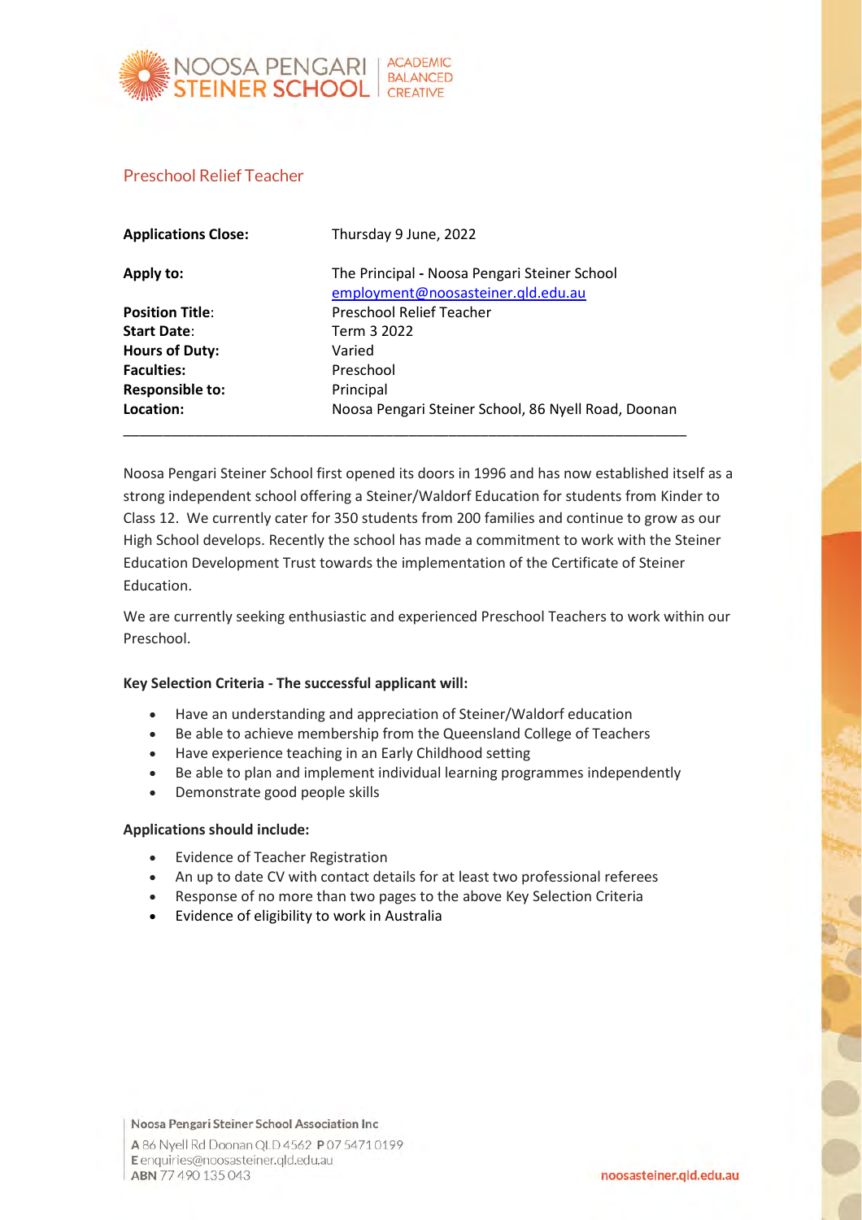# Preschool Relief Teacher

| | |
|---|---|
| **Applications Close:** | Thursday 9 June, 2022 |
| **Apply to:** | The Principal - Noosa Pengari Steiner School<br>employment@noosasteiner.qld.edu.au |
| **Position Title:** | Preschool Relief Teacher |
| **Start Date:** | Term 3 2022 |
| **Hours of Duty:** | Varied |
| **Faculties:** | Preschool |
| **Responsible to:** | Principal |
| **Location:** | Noosa Pengari Steiner School, 86 Nyell Road, Doonan |

---

Noosa Pengari Steiner School first opened its doors in 1996 and has now established itself as a strong independent school offering a Steiner/Waldorf Education for students from Kinder to Class 12. We currently cater for 350 students from 200 families and continue to grow as our High School develops. Recently the school has made a commitment to work with the Steiner Education Development Trust towards the implementation of the Certificate of Steiner Education.

We are currently seeking enthusiastic and experienced Preschool Teachers to work within our Preschool.

**Key Selection Criteria - The successful applicant will:**

- Have an understanding and appreciation of Steiner/Waldorf education
- Be able to achieve membership from the Queensland College of Teachers
- Have experience teaching in an Early Childhood setting
- Be able to plan and implement individual learning programmes independently
- Demonstrate good people skills

**Applications should include:**

- Evidence of Teacher Registration
- An up to date CV with contact details for at least two professional referees
- Response of no more than two pages to the above Key Selection Criteria
- Evidence of eligibility to work in Australia

Noosa Pengari Steiner School Association Inc
A 86 Nyell Rd Doonan QLD 4562 P 07 5471 0199
E enquiries@noosasteiner.qld.edu.au
ABN 77 490 135 043

noosasteiner.qld.edu.au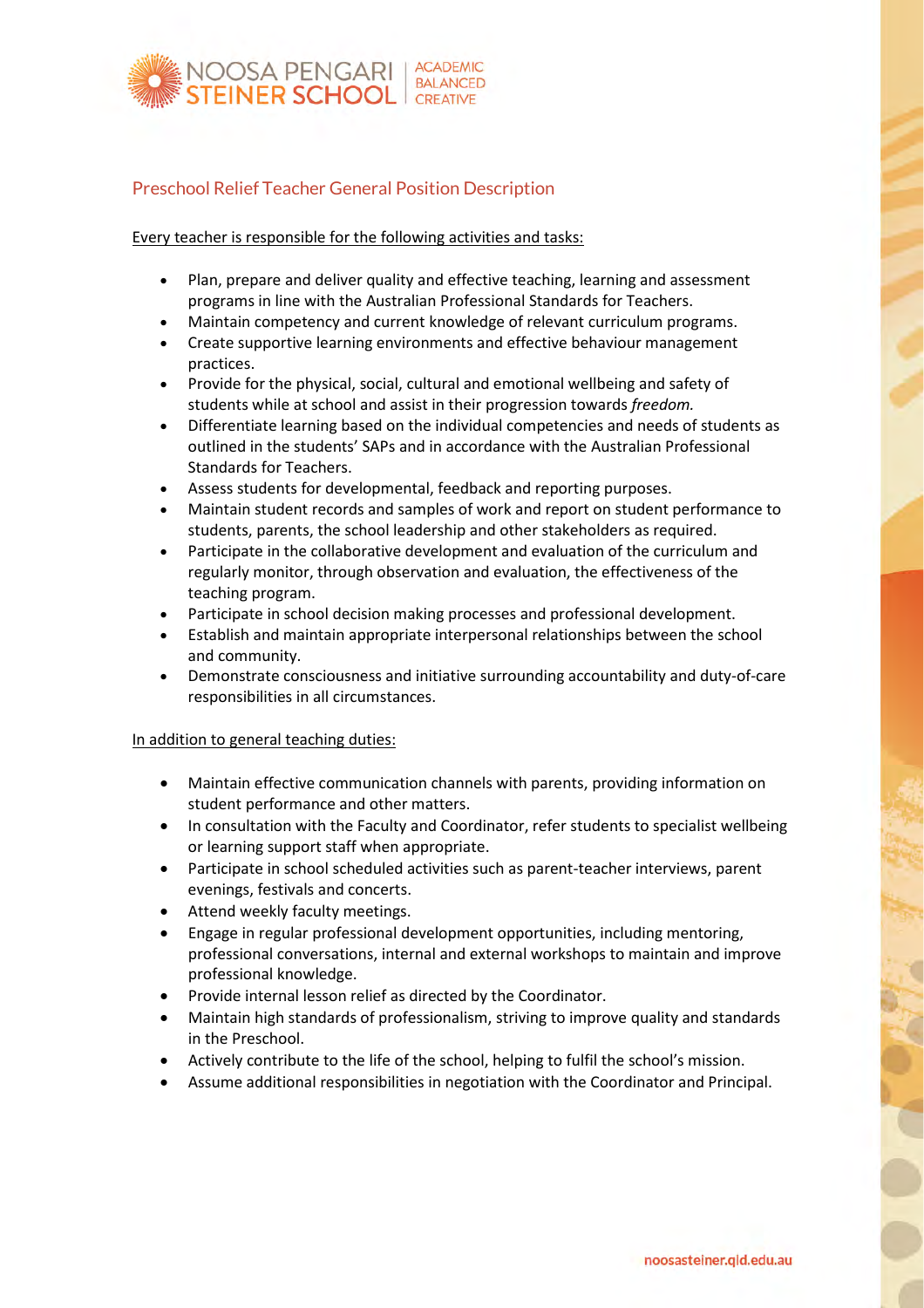## Preschool Relief Teacher General Position Description

Every teacher is responsible for the following activities and tasks:

- Plan, prepare and deliver quality and effective teaching, learning and assessment programs in line with the Australian Professional Standards for Teachers.
- Maintain competency and current knowledge of relevant curriculum programs.
- Create supportive learning environments and effective behaviour management practices.
- Provide for the physical, social, cultural and emotional wellbeing and safety of students while at school and assist in their progression towards *freedom.*
- Differentiate learning based on the individual competencies and needs of students as outlined in the students' SAPs and in accordance with the Australian Professional Standards for Teachers.
- Assess students for developmental, feedback and reporting purposes.
- Maintain student records and samples of work and report on student performance to students, parents, the school leadership and other stakeholders as required.
- Participate in the collaborative development and evaluation of the curriculum and regularly monitor, through observation and evaluation, the effectiveness of the teaching program.
- Participate in school decision making processes and professional development.
- Establish and maintain appropriate interpersonal relationships between the school and community.
- Demonstrate consciousness and initiative surrounding accountability and duty-of-care responsibilities in all circumstances.

In addition to general teaching duties:

- Maintain effective communication channels with parents, providing information on student performance and other matters.
- In consultation with the Faculty and Coordinator, refer students to specialist wellbeing or learning support staff when appropriate.
- Participate in school scheduled activities such as parent-teacher interviews, parent evenings, festivals and concerts.
- Attend weekly faculty meetings.
- Engage in regular professional development opportunities, including mentoring, professional conversations, internal and external workshops to maintain and improve professional knowledge.
- Provide internal lesson relief as directed by the Coordinator.
- Maintain high standards of professionalism, striving to improve quality and standards in the Preschool.
- Actively contribute to the life of the school, helping to fulfil the school's mission.
- Assume additional responsibilities in negotiation with the Coordinator and Principal.